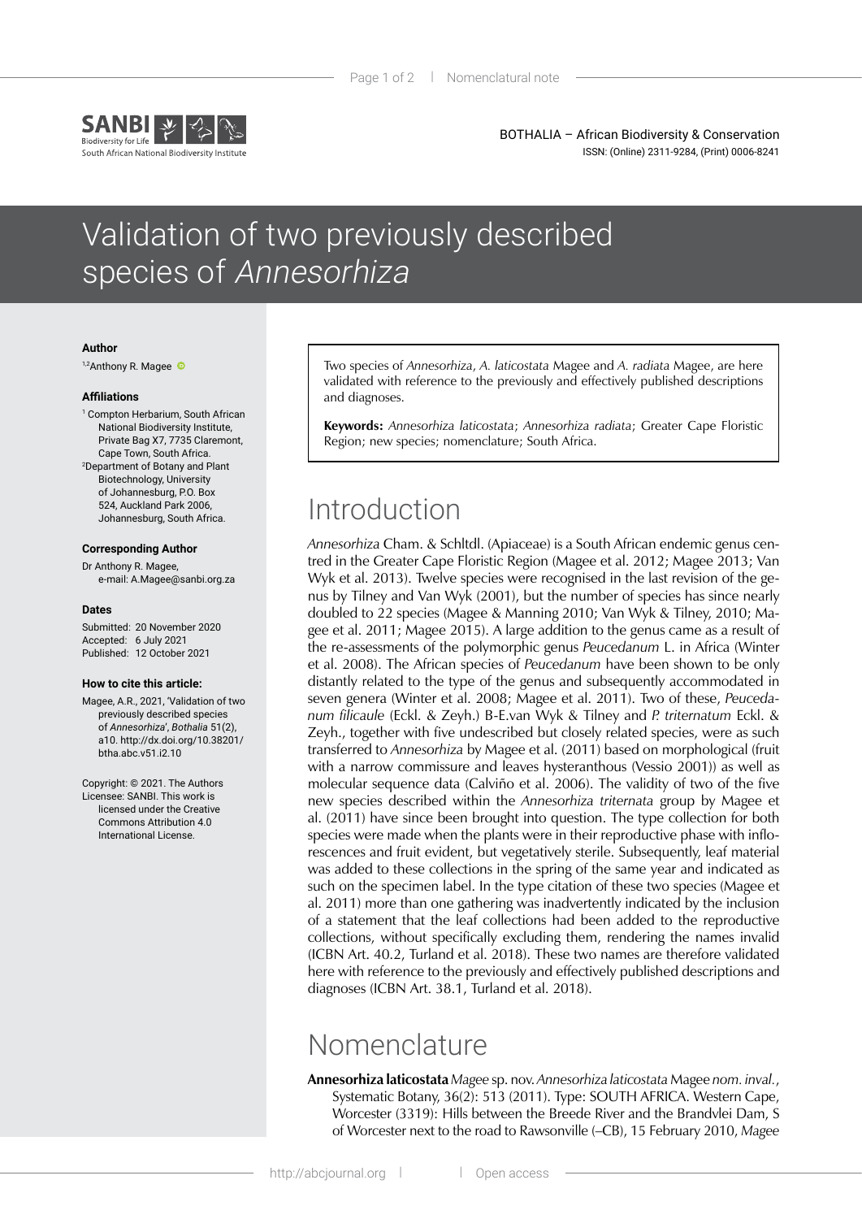BOTHALIA – African Biodiversity & Conservation
ISSN: (Online) 2311-9284, (Print) 0006-8241

# Validation of two previously described species of *Annesorhiza*

**Author**

[1,2]Anthony R. Magee

**Affiliations**

[1] Compton Herbarium, South African National Biodiversity Institute, Private Bag X7, 7735 Claremont, Cape Town, South Africa.
[2]Department of Botany and Plant Biotechnology, University of Johannesburg, P.O. Box 524, Auckland Park 2006, Johannesburg, South Africa.

**Corresponding Author**

Dr Anthony R. Magee,
e-mail: A.Magee@sanbi.org.za

**Dates**

Submitted: 20 November 2020
Accepted: 6 July 2021
Published: 12 October 2021

**How to cite this article:**

Magee, A.R., 2021, 'Validation of two previously described species of *Annesorhiza*', *Bothalia* 51(2), a10. http://dx.doi.org/10.38201/btha.abc.v51.i2.10

Copyright: © 2021. The Authors Licensee: SANBI. This work is licensed under the Creative Commons Attribution 4.0 International License.

Two species of *Annesorhiza*, *A. laticostata* Magee and *A. radiata* Magee, are here validated with reference to the previously and effectively published descriptions and diagnoses.

**Keywords:** *Annesorhiza laticostata*; *Annesorhiza radiata*; Greater Cape Floristic Region; new species; nomenclature; South Africa.

## Introduction

*Annesorhiza* Cham. & Schltdl. (Apiaceae) is a South African endemic genus centred in the Greater Cape Floristic Region (Magee et al. 2012; Magee 2013; Van Wyk et al. 2013). Twelve species were recognised in the last revision of the genus by Tilney and Van Wyk (2001), but the number of species has since nearly doubled to 22 species (Magee & Manning 2010; Van Wyk & Tilney, 2010; Magee et al. 2011; Magee 2015). A large addition to the genus came as a result of the re-assessments of the polymorphic genus *Peucedanum* L. in Africa (Winter et al. 2008). The African species of *Peucedanum* have been shown to be only distantly related to the type of the genus and subsequently accommodated in seven genera (Winter et al. 2008; Magee et al. 2011). Two of these, *Peucedanum filicaule* (Eckl. & Zeyh.) B-E.van Wyk & Tilney and *P. triternatum* Eckl. & Zeyh., together with five undescribed but closely related species, were as such transferred to *Annesorhiza* by Magee et al. (2011) based on morphological (fruit with a narrow commissure and leaves hysteranthous (Vessio 2001)) as well as molecular sequence data (Calviño et al. 2006). The validity of two of the five new species described within the *Annesorhiza triternata* group by Magee et al. (2011) have since been brought into question. The type collection for both species were made when the plants were in their reproductive phase with inflorescences and fruit evident, but vegetatively sterile. Subsequently, leaf material was added to these collections in the spring of the same year and indicated as such on the specimen label. In the type citation of these two species (Magee et al. 2011) more than one gathering was inadvertently indicated by the inclusion of a statement that the leaf collections had been added to the reproductive collections, without specifically excluding them, rendering the names invalid (ICBN Art. 40.2, Turland et al. 2018). These two names are therefore validated here with reference to the previously and effectively published descriptions and diagnoses (ICBN Art. 38.1, Turland et al. 2018).

## Nomenclature

**Annesorhiza laticostata** *Magee* sp. nov. *Annesorhiza laticostata* Magee *nom. inval.*, Systematic Botany, 36(2): 513 (2011). Type: SOUTH AFRICA. Western Cape, Worcester (3319): Hills between the Breede River and the Brandvlei Dam, S of Worcester next to the road to Rawsonville (–CB), 15 February 2010, *Magee*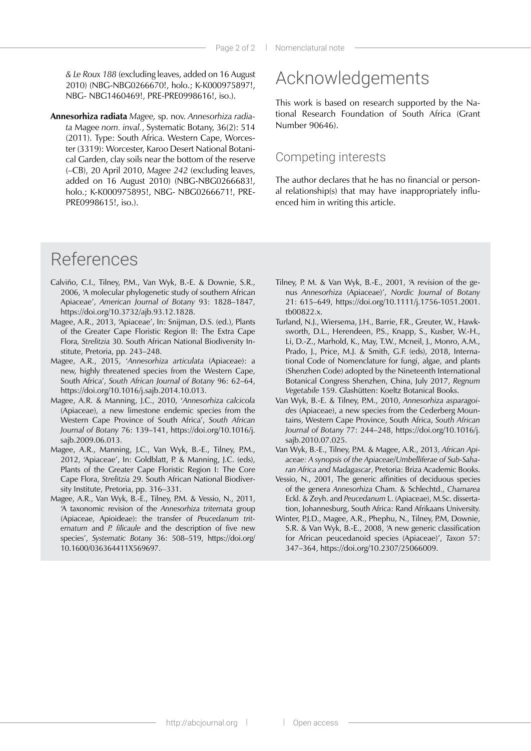*& Le Roux 188* (excluding leaves, added on 16 August 2010) (NBG-NBG0266670!, holo.; K-K000975897!, NBG- NBG1460469!, PRE-PRE0998616!, iso.).

**Annesorhiza radiata** *Magee,* sp. nov. *Annesorhiza radiata* Magee *nom. inval.*, Systematic Botany, 36(2): 514 (2011). Type: South Africa. Western Cape, Worcester (3319): Worcester, Karoo Desert National Botanical Garden, clay soils near the bottom of the reserve (–CB), 20 April 2010, *Magee 242* (excluding leaves, added on 16 August 2010) (NBG-NBG0266683!, holo.; K-K000975895!, NBG- NBG0266671!, PRE-PRE0998615!, iso.).

# Acknowledgements

This work is based on research supported by the National Research Foundation of South Africa (Grant Number 90646).

## Competing interests

The author declares that he has no financial or personal relationship(s) that may have inappropriately influenced him in writing this article.

# References

Calviño, C.I., Tilney, P.M., Van Wyk, B.-E. & Downie, S.R., 2006, 'A molecular phylogenetic study of southern African Apiaceae', *American Journal of Botany* 93: 1828–1847, https://doi.org/10.3732/ajb.93.12.1828.

Magee, A.R., 2013, 'Apiaceae', In: Snijman, D.S. (ed.), Plants of the Greater Cape Floristic Region II: The Extra Cape Flora*, Strelitzia* 30. South African National Biodiversity Institute, Pretoria, pp. 243–248.

Magee, A.R., 2015, '*Annesorhiza articulata* (Apiaceae): a new, highly threatened species from the Western Cape, South Africa', *South African Journal of Botany* 96: 62–64, https://doi.org/10.1016/j.sajb.2014.10.013.

Magee, A.R. & Manning, J.C., 2010, '*Annesorhiza calcicola* (Apiaceae), a new limestone endemic species from the Western Cape Province of South Africa', *South African Journal of Botany* 76: 139–141, https://doi.org/10.1016/j.sajb.2009.06.013.

Magee, A.R., Manning, J.C., Van Wyk, B.-E., Tilney, P.M., 2012, 'Apiaceae', In: Goldblatt, P. & Manning, J.C. (eds), Plants of the Greater Cape Floristic Region I: The Core Cape Flora, *Strelitzia* 29. South African National Biodiversity Institute, Pretoria, pp. 316–331.

Magee, A.R., Van Wyk, B.-E., Tilney, P.M. & Vessio, N., 2011, 'A taxonomic revision of the *Annesorhiza triternata* group (Apiaceae, Apioideae): the transfer of *Peucedanum triternatum* and *P. filicaule* and the description of five new species', *Systematic Botany* 36: 508–519, https://doi.org/10.1600/036364411X569697.

Tilney, P. M. & Van Wyk, B.-E., 2001, 'A revision of the genus *Annesorhiza* (Apiaceae)', *Nordic Journal of Botany* 21: 615–649, https://doi.org/10.1111/j.1756-1051.2001.tb00822.x.

Turland, N.J., Wiersema, J.H., Barrie, F.R., Greuter, W., Hawksworth, D.L., Herendeen, P.S., Knapp, S., Kusber, W.-H., Li, D.-Z., Marhold, K., May, T.W., Mcneil, J., Monro, A.M., Prado, J., Price, M.J. & Smith, G.F. (eds), 2018, International Code of Nomenclature for fungi, algae, and plants (Shenzhen Code) adopted by the Nineteenth International Botanical Congress Shenzhen, China, July 2017, *Regnum Vegetabile* 159. Glashütten: Koeltz Botanical Books.

Van Wyk, B.-E. & Tilney, P.M., 2010, *Annesorhiza asparagoides* (Apiaceae), a new species from the Cederberg Mountains, Western Cape Province, South Africa, *South African Journal of Botany* 77: 244–248, https://doi.org/10.1016/j.sajb.2010.07.025.

Van Wyk, B.-E., Tilney, P.M. & Magee, A.R., 2013, *African Apiaceae: A synopsis of the Apiaceae/Umbelliferae of Sub-Saharan Africa and Madagascar*, Pretoria: Briza Academic Books.

Vessio, N., 2001, The generic affinities of deciduous species of the genera *Annesorhiza* Cham. & Schlechtd., *Chamarea* Eckl. & Zeyh. and *Peucedanum* L. (Apiaceae), M.Sc. dissertation, Johannesburg, South Africa: Rand Afrikaans University.

Winter, P.J.D., Magee, A.R., Phephu, N., Tilney, P.M, Downie, S.R. & Van Wyk, B.-E., 2008, 'A new generic classification for African peucedanoid species (Apiaceae)', *Taxon* 57: 347–364, https://doi.org/10.2307/25066009.